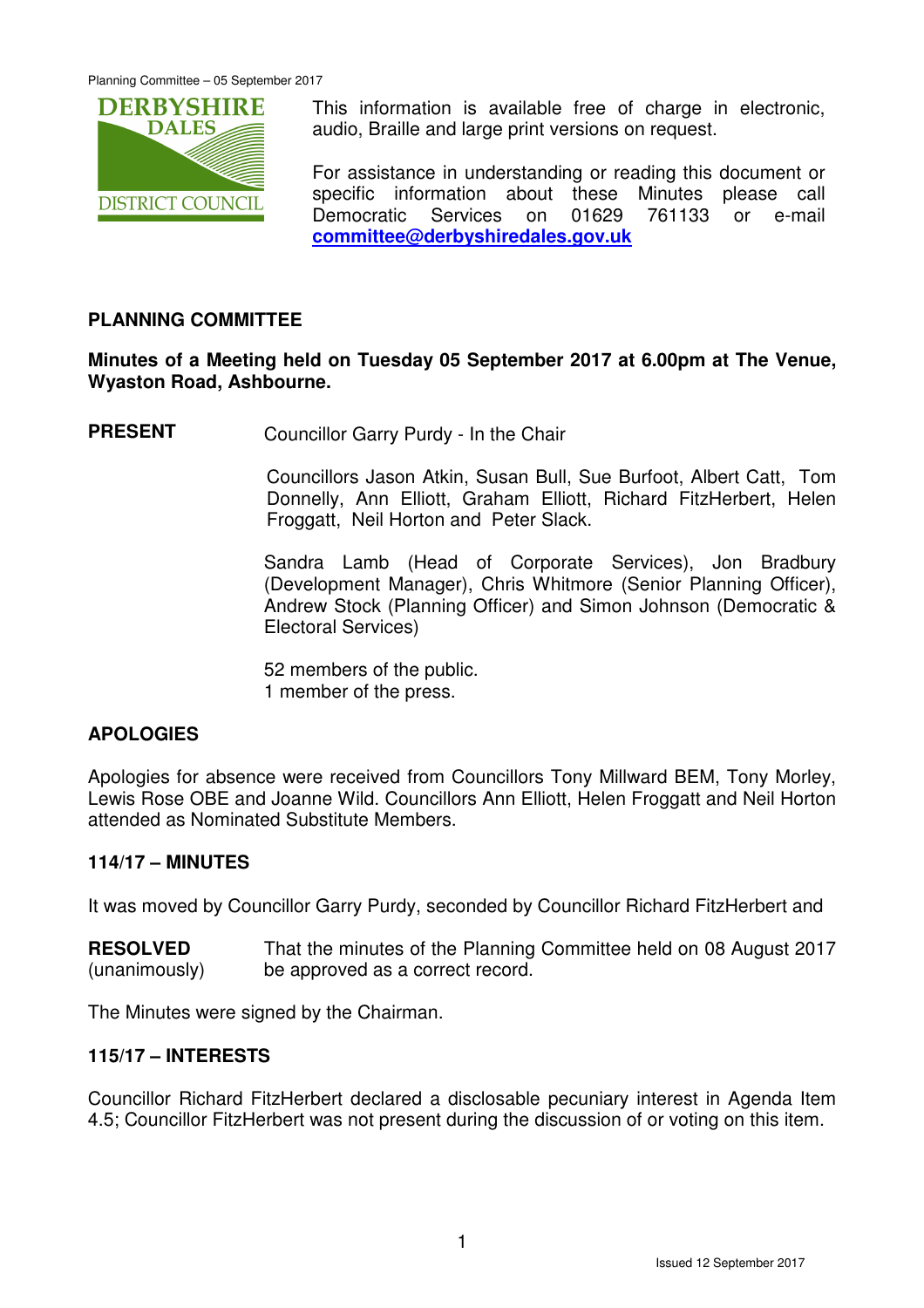This information is available free of charge in electronic, audio, Braille and large print versions on request.

For assistance in understanding or reading this document or specific information about these Minutes please call Democratic Services on 01629 761133 or e-mail **committee@derbyshiredales.gov.uk**

## PLANNING COMMITTEE

**Minutes of a Meeting held on Tuesday 05 September 2017 at 6.00pm at The Venue, Wyaston Road, Ashbourne.**

**PRESENT** Councillor Garry Purdy - In the Chair

Councillors Jason Atkin, Susan Bull, Sue Burfoot, Albert Catt, Tom Donnelly, Ann Elliott, Graham Elliott, Richard FitzHerbert, Helen Froggatt, Neil Horton and Peter Slack.

Sandra Lamb (Head of Corporate Services), Jon Bradbury (Development Manager), Chris Whitmore (Senior Planning Officer), Andrew Stock (Planning Officer) and Simon Johnson (Democratic & Electoral Services)

52 members of the public.
1 member of the press.

## APOLOGIES

Apologies for absence were received from Councillors Tony Millward BEM, Tony Morley, Lewis Rose OBE and Joanne Wild. Councillors Ann Elliott, Helen Froggatt and Neil Horton attended as Nominated Substitute Members.

## 114/17 – MINUTES

It was moved by Councillor Garry Purdy, seconded by Councillor Richard FitzHerbert and

**RESOLVED** (unanimously) That the minutes of the Planning Committee held on 08 August 2017 be approved as a correct record.

The Minutes were signed by the Chairman.

## 115/17 – INTERESTS

Councillor Richard FitzHerbert declared a disclosable pecuniary interest in Agenda Item 4.5; Councillor FitzHerbert was not present during the discussion of or voting on this item.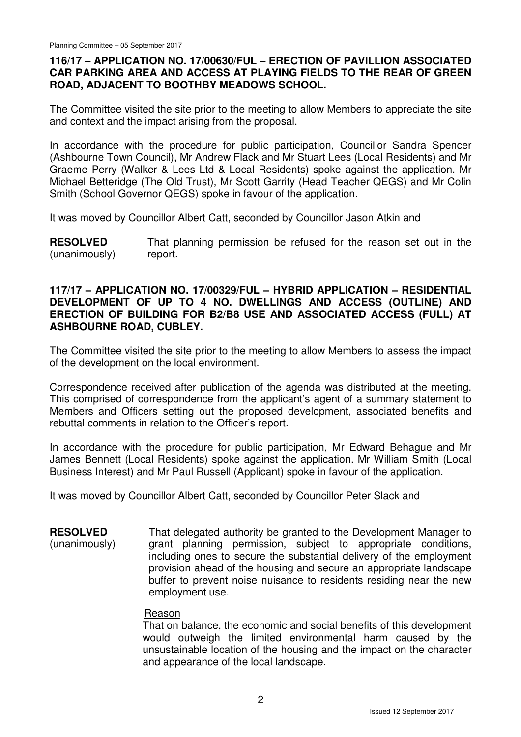**116/17 – APPLICATION NO. 17/00630/FUL – ERECTION OF PAVILLION ASSOCIATED CAR PARKING AREA AND ACCESS AT PLAYING FIELDS TO THE REAR OF GREEN ROAD, ADJACENT TO BOOTHBY MEADOWS SCHOOL.**

The Committee visited the site prior to the meeting to allow Members to appreciate the site and context and the impact arising from the proposal.

In accordance with the procedure for public participation, Councillor Sandra Spencer (Ashbourne Town Council), Mr Andrew Flack and Mr Stuart Lees (Local Residents) and Mr Graeme Perry (Walker & Lees Ltd & Local Residents) spoke against the application. Mr Michael Betteridge (The Old Trust), Mr Scott Garrity (Head Teacher QEGS) and Mr Colin Smith (School Governor QEGS) spoke in favour of the application.

It was moved by Councillor Albert Catt, seconded by Councillor Jason Atkin and

**RESOLVED** (unanimously) That planning permission be refused for the reason set out in the report.

**117/17 – APPLICATION NO. 17/00329/FUL – HYBRID APPLICATION – RESIDENTIAL DEVELOPMENT OF UP TO 4 NO. DWELLINGS AND ACCESS (OUTLINE) AND ERECTION OF BUILDING FOR B2/B8 USE AND ASSOCIATED ACCESS (FULL) AT ASHBOURNE ROAD, CUBLEY.**

The Committee visited the site prior to the meeting to allow Members to assess the impact of the development on the local environment.

Correspondence received after publication of the agenda was distributed at the meeting. This comprised of correspondence from the applicant's agent of a summary statement to Members and Officers setting out the proposed development, associated benefits and rebuttal comments in relation to the Officer's report.

In accordance with the procedure for public participation, Mr Edward Behague and Mr James Bennett (Local Residents) spoke against the application. Mr William Smith (Local Business Interest) and Mr Paul Russell (Applicant) spoke in favour of the application.

It was moved by Councillor Albert Catt, seconded by Councillor Peter Slack and

**RESOLVED** (unanimously) That delegated authority be granted to the Development Manager to grant planning permission, subject to appropriate conditions, including ones to secure the substantial delivery of the employment provision ahead of the housing and secure an appropriate landscape buffer to prevent noise nuisance to residents residing near the new employment use.

Reason

That on balance, the economic and social benefits of this development would outweigh the limited environmental harm caused by the unsustainable location of the housing and the impact on the character and appearance of the local landscape.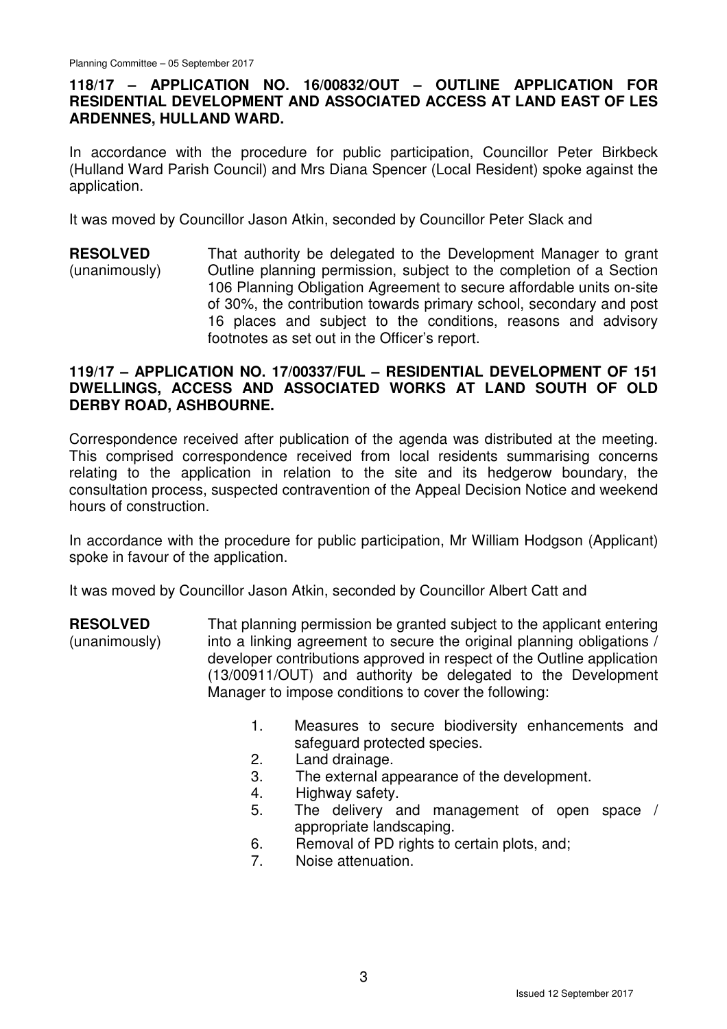### 118/17 – APPLICATION NO. 16/00832/OUT – OUTLINE APPLICATION FOR RESIDENTIAL DEVELOPMENT AND ASSOCIATED ACCESS AT LAND EAST OF LES ARDENNES, HULLAND WARD.

In accordance with the procedure for public participation, Councillor Peter Birkbeck (Hulland Ward Parish Council) and Mrs Diana Spencer (Local Resident) spoke against the application.

It was moved by Councillor Jason Atkin, seconded by Councillor Peter Slack and

**RESOLVED** (unanimously) That authority be delegated to the Development Manager to grant Outline planning permission, subject to the completion of a Section 106 Planning Obligation Agreement to secure affordable units on-site of 30%, the contribution towards primary school, secondary and post 16 places and subject to the conditions, reasons and advisory footnotes as set out in the Officer's report.

### 119/17 – APPLICATION NO. 17/00337/FUL – RESIDENTIAL DEVELOPMENT OF 151 DWELLINGS, ACCESS AND ASSOCIATED WORKS AT LAND SOUTH OF OLD DERBY ROAD, ASHBOURNE.

Correspondence received after publication of the agenda was distributed at the meeting. This comprised correspondence received from local residents summarising concerns relating to the application in relation to the site and its hedgerow boundary, the consultation process, suspected contravention of the Appeal Decision Notice and weekend hours of construction.

In accordance with the procedure for public participation, Mr William Hodgson (Applicant) spoke in favour of the application.

It was moved by Councillor Jason Atkin, seconded by Councillor Albert Catt and

**RESOLVED** (unanimously) That planning permission be granted subject to the applicant entering into a linking agreement to secure the original planning obligations / developer contributions approved in respect of the Outline application (13/00911/OUT) and authority be delegated to the Development Manager to impose conditions to cover the following:

1. Measures to secure biodiversity enhancements and safeguard protected species.
2. Land drainage.
3. The external appearance of the development.
4. Highway safety.
5. The delivery and management of open space / appropriate landscaping.
6. Removal of PD rights to certain plots, and;
7. Noise attenuation.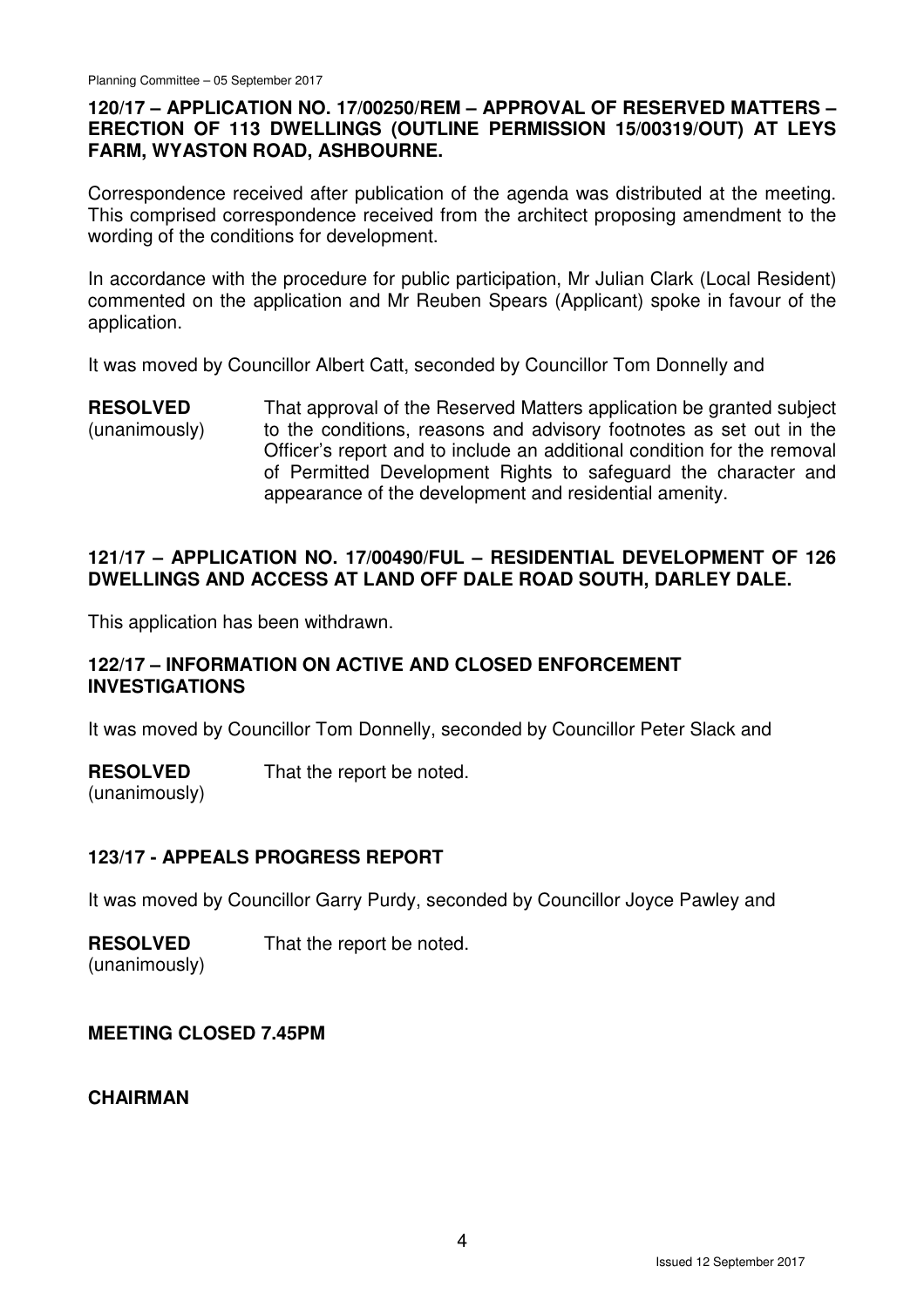**120/17 – APPLICATION NO. 17/00250/REM – APPROVAL OF RESERVED MATTERS – ERECTION OF 113 DWELLINGS (OUTLINE PERMISSION 15/00319/OUT) AT LEYS FARM, WYASTON ROAD, ASHBOURNE.**

Correspondence received after publication of the agenda was distributed at the meeting. This comprised correspondence received from the architect proposing amendment to the wording of the conditions for development.

In accordance with the procedure for public participation, Mr Julian Clark (Local Resident) commented on the application and Mr Reuben Spears (Applicant) spoke in favour of the application.

It was moved by Councillor Albert Catt, seconded by Councillor Tom Donnelly and

**RESOLVED** (unanimously) That approval of the Reserved Matters application be granted subject to the conditions, reasons and advisory footnotes as set out in the Officer's report and to include an additional condition for the removal of Permitted Development Rights to safeguard the character and appearance of the development and residential amenity.

**121/17 – APPLICATION NO. 17/00490/FUL – RESIDENTIAL DEVELOPMENT OF 126 DWELLINGS AND ACCESS AT LAND OFF DALE ROAD SOUTH, DARLEY DALE.**

This application has been withdrawn.

**122/17 – INFORMATION ON ACTIVE AND CLOSED ENFORCEMENT INVESTIGATIONS**

It was moved by Councillor Tom Donnelly, seconded by Councillor Peter Slack and

**RESOLVED** (unanimously) That the report be noted.

**123/17 - APPEALS PROGRESS REPORT**

It was moved by Councillor Garry Purdy, seconded by Councillor Joyce Pawley and

**RESOLVED** (unanimously) That the report be noted.

**MEETING CLOSED 7.45PM**

**CHAIRMAN**